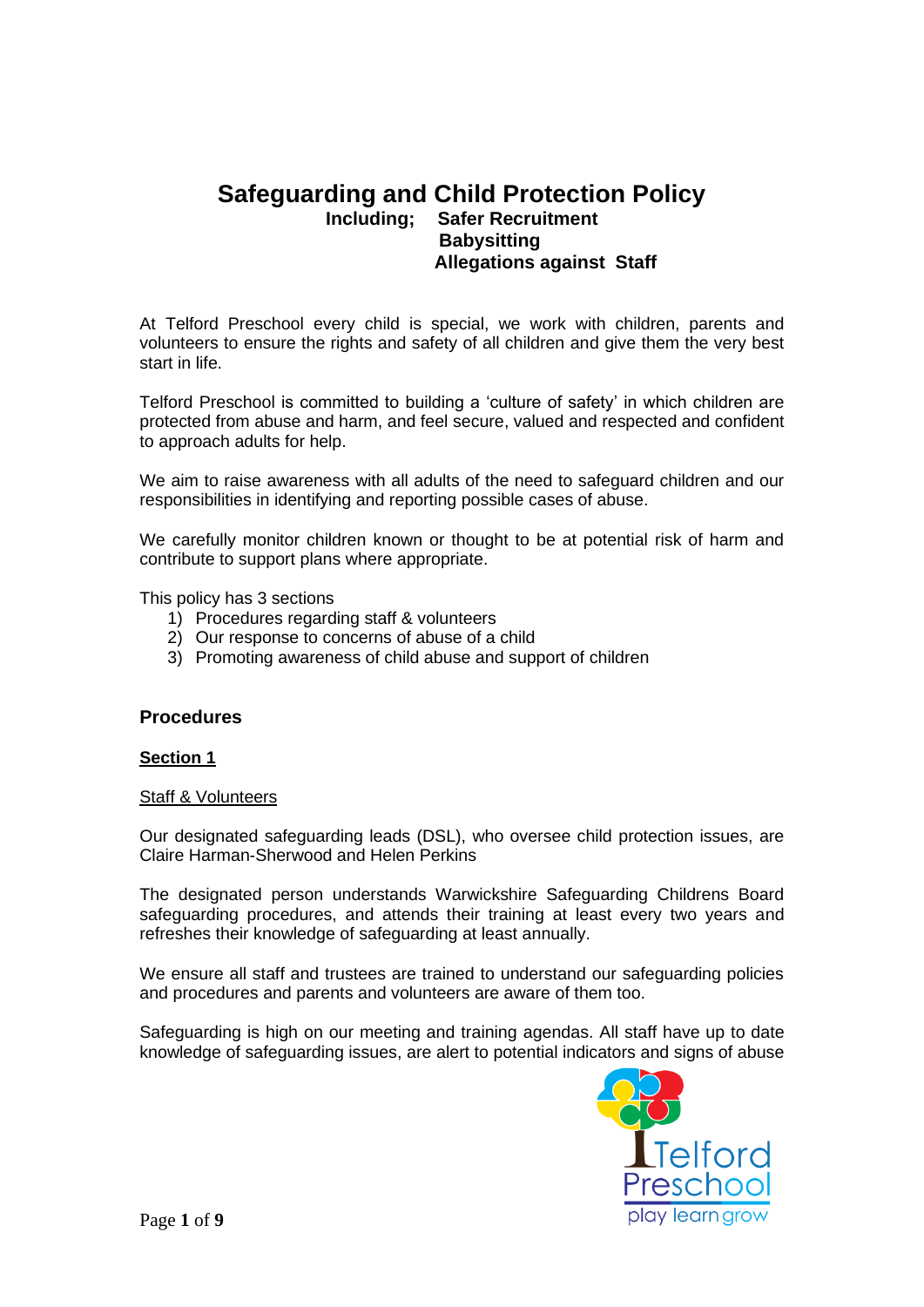# Safeguarding and Child Protection Policy

**Including; Safer Recruitment**
**Babysitting**
**Allegations against Staff**

At Telford Preschool every child is special, we work with children, parents and volunteers to ensure the rights and safety of all children and give them the very best start in life.

Telford Preschool is committed to building a 'culture of safety' in which children are protected from abuse and harm, and feel secure, valued and respected and confident to approach adults for help.

We aim to raise awareness with all adults of the need to safeguard children and our responsibilities in identifying and reporting possible cases of abuse.

We carefully monitor children known or thought to be at potential risk of harm and contribute to support plans where appropriate.

This policy has 3 sections

1) Procedures regarding staff & volunteers
2) Our response to concerns of abuse of a child
3) Promoting awareness of child abuse and support of children

## Procedures

### Section 1

Staff & Volunteers

Our designated safeguarding leads (DSL), who oversee child protection issues, are Claire Harman-Sherwood and Helen Perkins

The designated person understands Warwickshire Safeguarding Childrens Board safeguarding procedures, and attends their training at least every two years and refreshes their knowledge of safeguarding at least annually.

We ensure all staff and trustees are trained to understand our safeguarding policies and procedures and parents and volunteers are aware of them too.

Safeguarding is high on our meeting and training agendas. All staff have up to date knowledge of safeguarding issues, are alert to potential indicators and signs of abuse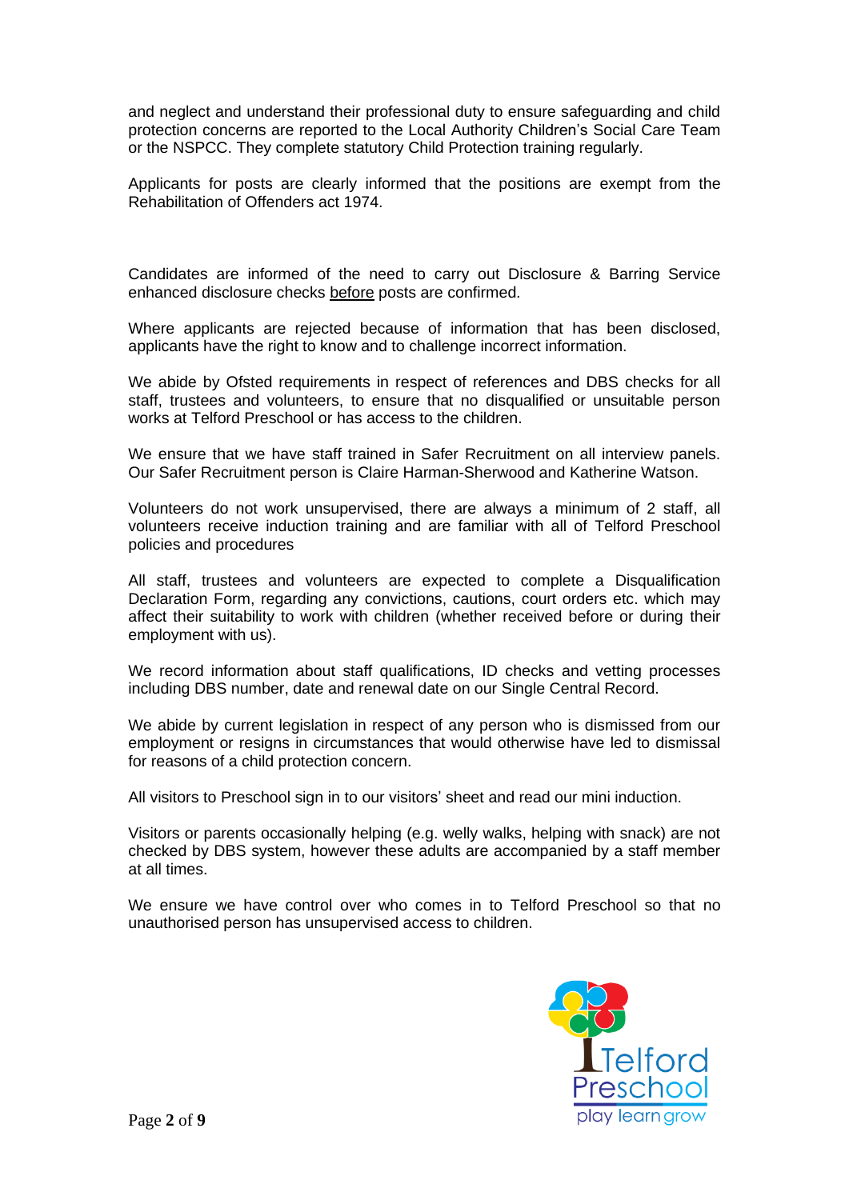and neglect and understand their professional duty to ensure safeguarding and child protection concerns are reported to the Local Authority Children's Social Care Team or the NSPCC. They complete statutory Child Protection training regularly.

Applicants for posts are clearly informed that the positions are exempt from the Rehabilitation of Offenders act 1974.

Candidates are informed of the need to carry out Disclosure & Barring Service enhanced disclosure checks <u>before</u> posts are confirmed.

Where applicants are rejected because of information that has been disclosed, applicants have the right to know and to challenge incorrect information.

We abide by Ofsted requirements in respect of references and DBS checks for all staff, trustees and volunteers, to ensure that no disqualified or unsuitable person works at Telford Preschool or has access to the children.

We ensure that we have staff trained in Safer Recruitment on all interview panels. Our Safer Recruitment person is Claire Harman-Sherwood and Katherine Watson.

Volunteers do not work unsupervised, there are always a minimum of 2 staff, all volunteers receive induction training and are familiar with all of Telford Preschool policies and procedures

All staff, trustees and volunteers are expected to complete a Disqualification Declaration Form, regarding any convictions, cautions, court orders etc. which may affect their suitability to work with children (whether received before or during their employment with us).

We record information about staff qualifications, ID checks and vetting processes including DBS number, date and renewal date on our Single Central Record.

We abide by current legislation in respect of any person who is dismissed from our employment or resigns in circumstances that would otherwise have led to dismissal for reasons of a child protection concern.

All visitors to Preschool sign in to our visitors' sheet and read our mini induction.

Visitors or parents occasionally helping (e.g. welly walks, helping with snack) are not checked by DBS system, however these adults are accompanied by a staff member at all times.

We ensure we have control over who comes in to Telford Preschool so that no unauthorised person has unsupervised access to children.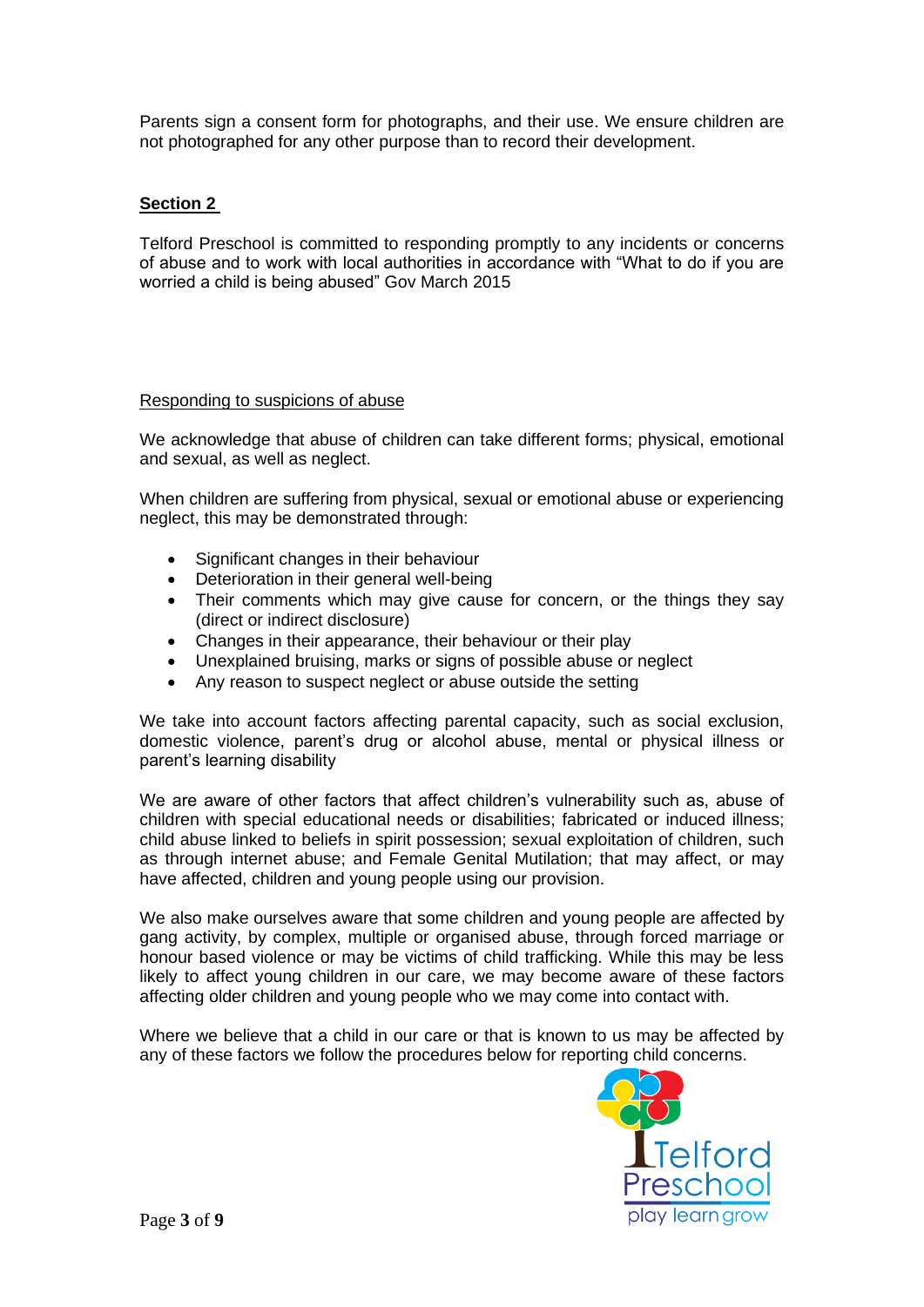Parents sign a consent form for photographs, and their use. We ensure children are not photographed for any other purpose than to record their development.

## Section 2

Telford Preschool is committed to responding promptly to any incidents or concerns of abuse and to work with local authorities in accordance with "What to do if you are worried a child is being abused" Gov March 2015

### Responding to suspicions of abuse

We acknowledge that abuse of children can take different forms; physical, emotional and sexual, as well as neglect.

When children are suffering from physical, sexual or emotional abuse or experiencing neglect, this may be demonstrated through:

- Significant changes in their behaviour
- Deterioration in their general well-being
- Their comments which may give cause for concern, or the things they say (direct or indirect disclosure)
- Changes in their appearance, their behaviour or their play
- Unexplained bruising, marks or signs of possible abuse or neglect
- Any reason to suspect neglect or abuse outside the setting

We take into account factors affecting parental capacity, such as social exclusion, domestic violence, parent's drug or alcohol abuse, mental or physical illness or parent's learning disability

We are aware of other factors that affect children's vulnerability such as, abuse of children with special educational needs or disabilities; fabricated or induced illness; child abuse linked to beliefs in spirit possession; sexual exploitation of children, such as through internet abuse; and Female Genital Mutilation; that may affect, or may have affected, children and young people using our provision.

We also make ourselves aware that some children and young people are affected by gang activity, by complex, multiple or organised abuse, through forced marriage or honour based violence or may be victims of child trafficking. While this may be less likely to affect young children in our care, we may become aware of these factors affecting older children and young people who we may come into contact with.

Where we believe that a child in our care or that is known to us may be affected by any of these factors we follow the procedures below for reporting child concerns.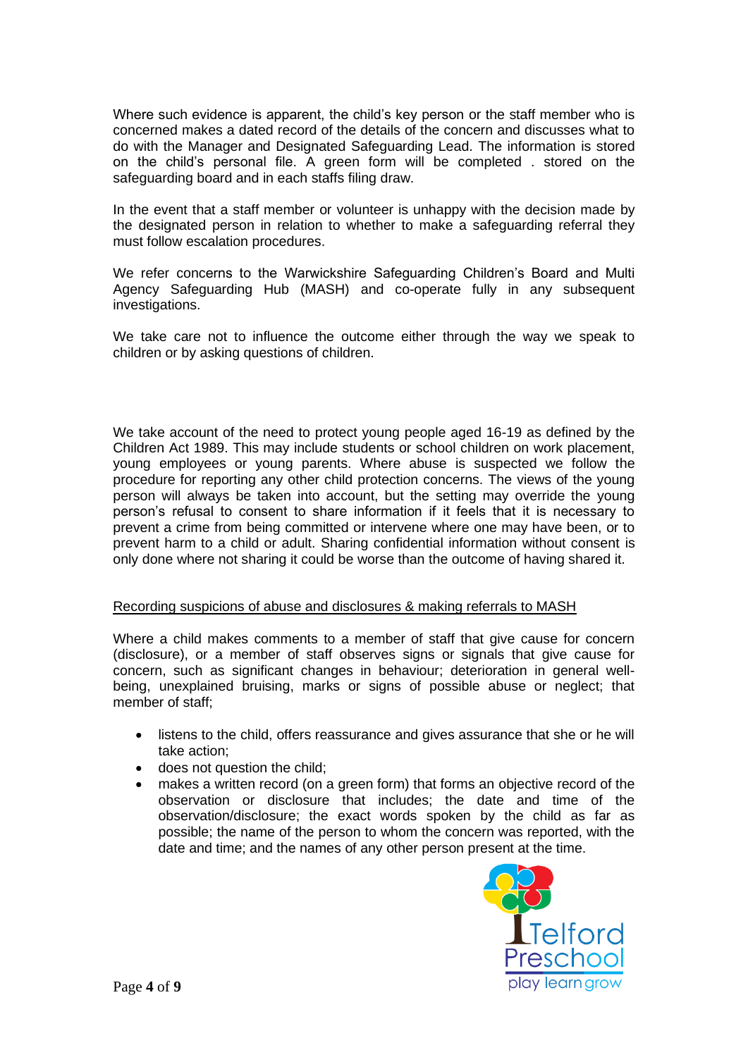Where such evidence is apparent, the child's key person or the staff member who is concerned makes a dated record of the details of the concern and discusses what to do with the Manager and Designated Safeguarding Lead. The information is stored on the child's personal file. A green form will be completed . stored on the safeguarding board and in each staffs filing draw.

In the event that a staff member or volunteer is unhappy with the decision made by the designated person in relation to whether to make a safeguarding referral they must follow escalation procedures.

We refer concerns to the Warwickshire Safeguarding Children's Board and Multi Agency Safeguarding Hub (MASH) and co-operate fully in any subsequent investigations.

We take care not to influence the outcome either through the way we speak to children or by asking questions of children.

We take account of the need to protect young people aged 16-19 as defined by the Children Act 1989. This may include students or school children on work placement, young employees or young parents. Where abuse is suspected we follow the procedure for reporting any other child protection concerns. The views of the young person will always be taken into account, but the setting may override the young person's refusal to consent to share information if it feels that it is necessary to prevent a crime from being committed or intervene where one may have been, or to prevent harm to a child or adult. Sharing confidential information without consent is only done where not sharing it could be worse than the outcome of having shared it.

<u>Recording suspicions of abuse and disclosures & making referrals to MASH</u>

Where a child makes comments to a member of staff that give cause for concern (disclosure), or a member of staff observes signs or signals that give cause for concern, such as significant changes in behaviour; deterioration in general well-being, unexplained bruising, marks or signs of possible abuse or neglect; that member of staff;

- listens to the child, offers reassurance and gives assurance that she or he will take action;
- does not question the child;
- makes a written record (on a green form) that forms an objective record of the observation or disclosure that includes; the date and time of the observation/disclosure; the exact words spoken by the child as far as possible; the name of the person to whom the concern was reported, with the date and time; and the names of any other person present at the time.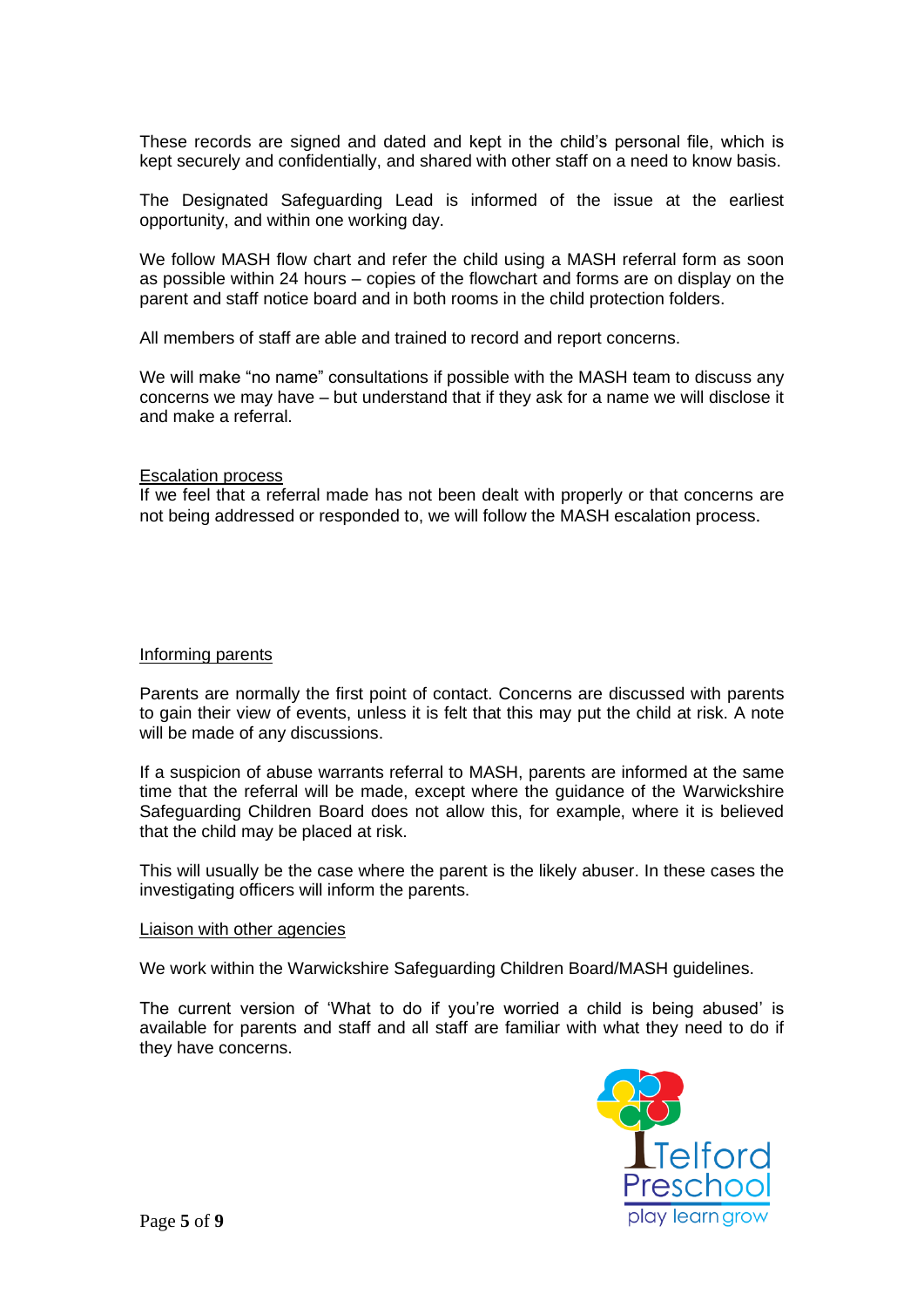These records are signed and dated and kept in the child's personal file, which is kept securely and confidentially, and shared with other staff on a need to know basis.

The Designated Safeguarding Lead is informed of the issue at the earliest opportunity, and within one working day.

We follow MASH flow chart and refer the child using a MASH referral form as soon as possible within 24 hours – copies of the flowchart and forms are on display on the parent and staff notice board and in both rooms in the child protection folders.

All members of staff are able and trained to record and report concerns.

We will make "no name" consultations if possible with the MASH team to discuss any concerns we may have – but understand that if they ask for a name we will disclose it and make a referral.

## Escalation process

If we feel that a referral made has not been dealt with properly or that concerns are not being addressed or responded to, we will follow the MASH escalation process.

## Informing parents

Parents are normally the first point of contact. Concerns are discussed with parents to gain their view of events, unless it is felt that this may put the child at risk. A note will be made of any discussions.

If a suspicion of abuse warrants referral to MASH, parents are informed at the same time that the referral will be made, except where the guidance of the Warwickshire Safeguarding Children Board does not allow this, for example, where it is believed that the child may be placed at risk.

This will usually be the case where the parent is the likely abuser. In these cases the investigating officers will inform the parents.

## Liaison with other agencies

We work within the Warwickshire Safeguarding Children Board/MASH guidelines.

The current version of 'What to do if you're worried a child is being abused' is available for parents and staff and all staff are familiar with what they need to do if they have concerns.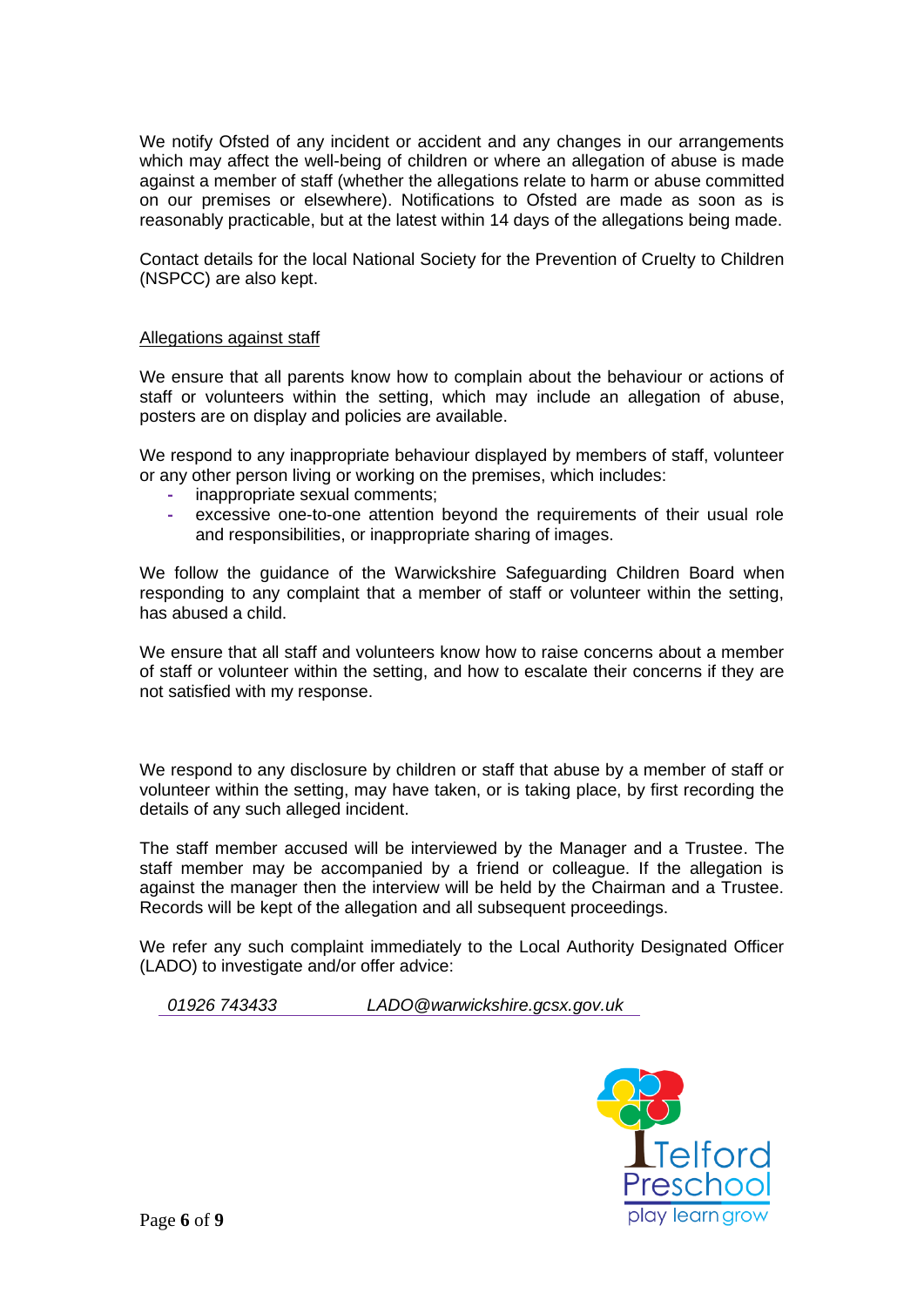We notify Ofsted of any incident or accident and any changes in our arrangements which may affect the well-being of children or where an allegation of abuse is made against a member of staff (whether the allegations relate to harm or abuse committed on our premises or elsewhere). Notifications to Ofsted are made as soon as is reasonably practicable, but at the latest within 14 days of the allegations being made.

Contact details for the local National Society for the Prevention of Cruelty to Children (NSPCC) are also kept.

<u>Allegations against staff</u>

We ensure that all parents know how to complain about the behaviour or actions of staff or volunteers within the setting, which may include an allegation of abuse, posters are on display and policies are available.

We respond to any inappropriate behaviour displayed by members of staff, volunteer or any other person living or working on the premises, which includes:

- inappropriate sexual comments;
- excessive one-to-one attention beyond the requirements of their usual role and responsibilities, or inappropriate sharing of images.

We follow the guidance of the Warwickshire Safeguarding Children Board when responding to any complaint that a member of staff or volunteer within the setting, has abused a child.

We ensure that all staff and volunteers know how to raise concerns about a member of staff or volunteer within the setting, and how to escalate their concerns if they are not satisfied with my response.

We respond to any disclosure by children or staff that abuse by a member of staff or volunteer within the setting, may have taken, or is taking place, by first recording the details of any such alleged incident.

The staff member accused will be interviewed by the Manager and a Trustee. The staff member may be accompanied by a friend or colleague. If the allegation is against the manager then the interview will be held by the Chairman and a Trustee. Records will be kept of the allegation and all subsequent proceedings.

We refer any such complaint immediately to the Local Authority Designated Officer (LADO) to investigate and/or offer advice:

*01926 743433* *LADO@warwickshire.gcsx.gov.uk*

Telford Preschool
play learn grow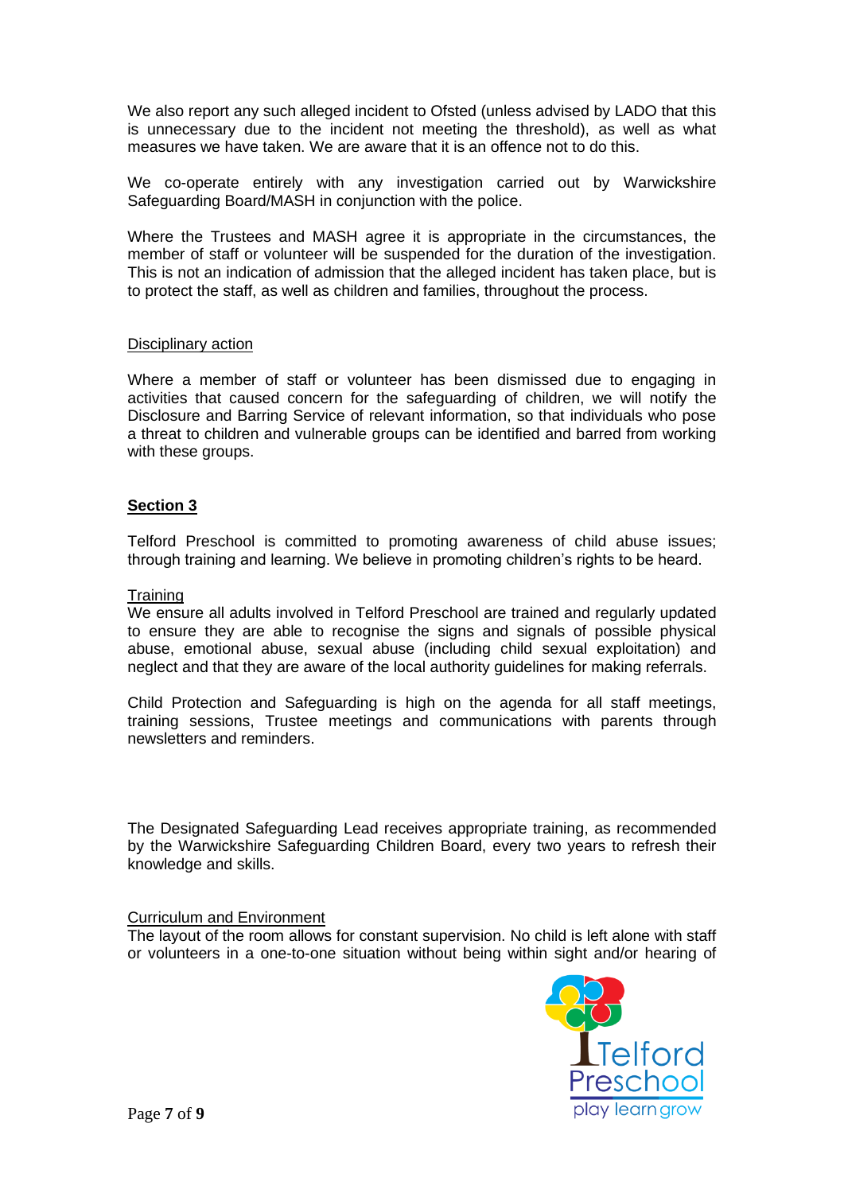We also report any such alleged incident to Ofsted (unless advised by LADO that this is unnecessary due to the incident not meeting the threshold), as well as what measures we have taken. We are aware that it is an offence not to do this.

We co-operate entirely with any investigation carried out by Warwickshire Safeguarding Board/MASH in conjunction with the police.

Where the Trustees and MASH agree it is appropriate in the circumstances, the member of staff or volunteer will be suspended for the duration of the investigation. This is not an indication of admission that the alleged incident has taken place, but is to protect the staff, as well as children and families, throughout the process.

Disciplinary action

Where a member of staff or volunteer has been dismissed due to engaging in activities that caused concern for the safeguarding of children, we will notify the Disclosure and Barring Service of relevant information, so that individuals who pose a threat to children and vulnerable groups can be identified and barred from working with these groups.

## Section 3

Telford Preschool is committed to promoting awareness of child abuse issues; through training and learning. We believe in promoting children's rights to be heard.

Training

We ensure all adults involved in Telford Preschool are trained and regularly updated to ensure they are able to recognise the signs and signals of possible physical abuse, emotional abuse, sexual abuse (including child sexual exploitation) and neglect and that they are aware of the local authority guidelines for making referrals.

Child Protection and Safeguarding is high on the agenda for all staff meetings, training sessions, Trustee meetings and communications with parents through newsletters and reminders.

The Designated Safeguarding Lead receives appropriate training, as recommended by the Warwickshire Safeguarding Children Board, every two years to refresh their knowledge and skills.

Curriculum and Environment

The layout of the room allows for constant supervision. No child is left alone with staff or volunteers in a one-to-one situation without being within sight and/or hearing of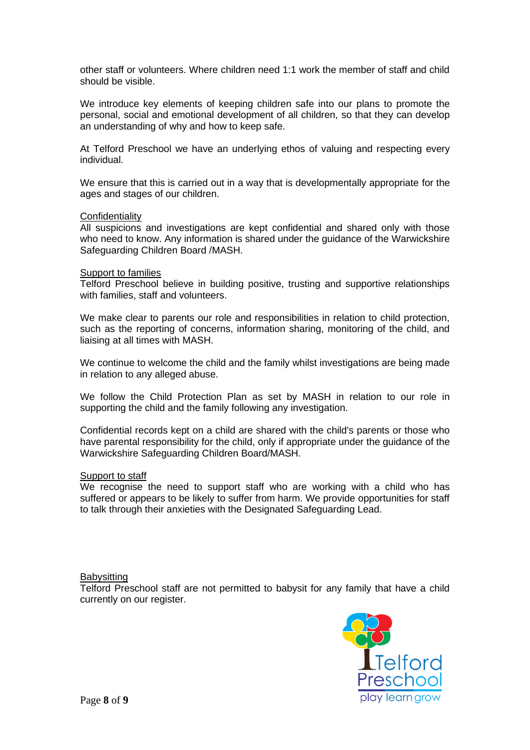other staff or volunteers. Where children need 1:1 work the member of staff and child should be visible.

We introduce key elements of keeping children safe into our plans to promote the personal, social and emotional development of all children, so that they can develop an understanding of why and how to keep safe.

At Telford Preschool we have an underlying ethos of valuing and respecting every individual.

We ensure that this is carried out in a way that is developmentally appropriate for the ages and stages of our children.

<u>Confidentiality</u>
All suspicions and investigations are kept confidential and shared only with those who need to know. Any information is shared under the guidance of the Warwickshire Safeguarding Children Board /MASH.

<u>Support to families</u>
Telford Preschool believe in building positive, trusting and supportive relationships with families, staff and volunteers.

We make clear to parents our role and responsibilities in relation to child protection, such as the reporting of concerns, information sharing, monitoring of the child, and liaising at all times with MASH.

We continue to welcome the child and the family whilst investigations are being made in relation to any alleged abuse.

We follow the Child Protection Plan as set by MASH in relation to our role in supporting the child and the family following any investigation.

Confidential records kept on a child are shared with the child's parents or those who have parental responsibility for the child, only if appropriate under the guidance of the Warwickshire Safeguarding Children Board/MASH.

<u>Support to staff</u>
We recognise the need to support staff who are working with a child who has suffered or appears to be likely to suffer from harm. We provide opportunities for staff to talk through their anxieties with the Designated Safeguarding Lead.

<u>Babysitting</u>
Telford Preschool staff are not permitted to babysit for any family that have a child currently on our register.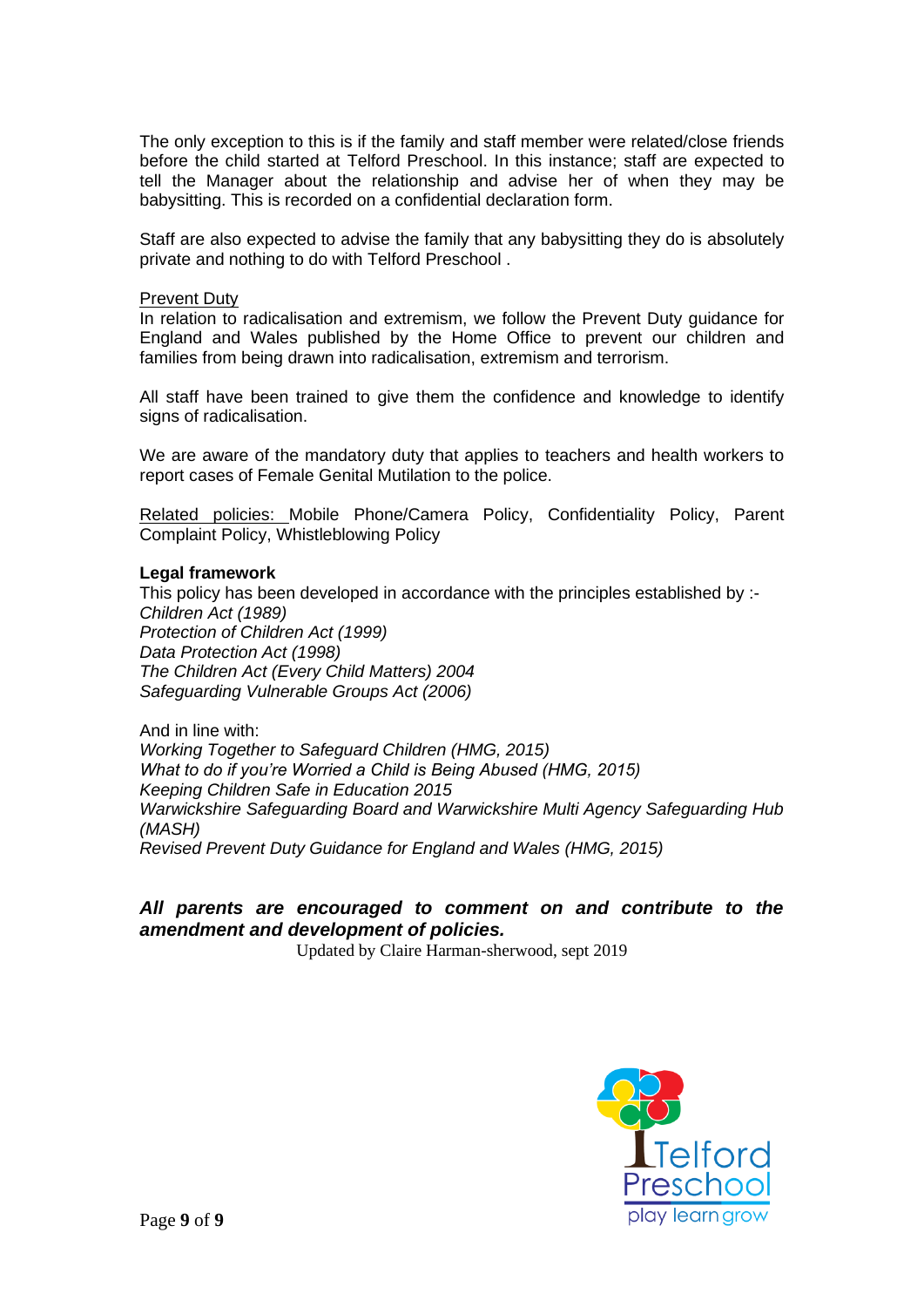The only exception to this is if the family and staff member were related/close friends before the child started at Telford Preschool. In this instance; staff are expected to tell the Manager about the relationship and advise her of when they may be babysitting. This is recorded on a confidential declaration form.

Staff are also expected to advise the family that any babysitting they do is absolutely private and nothing to do with Telford Preschool .

Prevent Duty

In relation to radicalisation and extremism, we follow the Prevent Duty guidance for England and Wales published by the Home Office to prevent our children and families from being drawn into radicalisation, extremism and terrorism.

All staff have been trained to give them the confidence and knowledge to identify signs of radicalisation.

We are aware of the mandatory duty that applies to teachers and health workers to report cases of Female Genital Mutilation to the police.

Related policies: Mobile Phone/Camera Policy, Confidentiality Policy, Parent Complaint Policy, Whistleblowing Policy

**Legal framework**

This policy has been developed in accordance with the principles established by :-

*Children Act (1989)*
*Protection of Children Act (1999)*
*Data Protection Act (1998)*
*The Children Act (Every Child Matters) 2004*
*Safeguarding Vulnerable Groups Act (2006)*

And in line with:

*Working Together to Safeguard Children (HMG, 2015)*
*What to do if you're Worried a Child is Being Abused (HMG, 2015)*
*Keeping Children Safe in Education 2015*
*Warwickshire Safeguarding Board and Warwickshire Multi Agency Safeguarding Hub (MASH)*
*Revised Prevent Duty Guidance for England and Wales (HMG, 2015)*

***All parents are encouraged to comment on and contribute to the amendment and development of policies.***

Updated by Claire Harman-sherwood, sept 2019

Telford Preschool
play learn grow